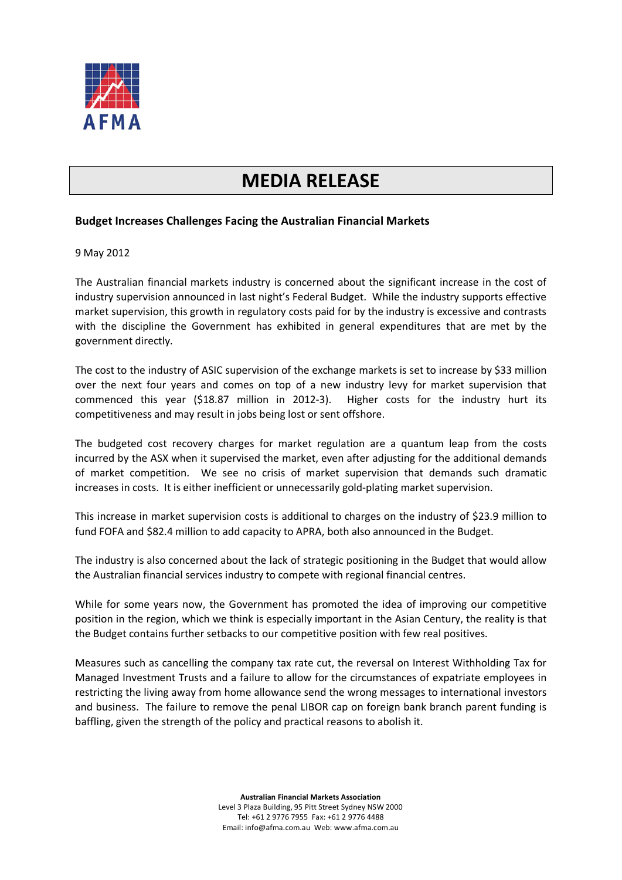AFMA

# MEDIA RELEASE

**Budget Increases Challenges Facing the Australian Financial Markets**

9 May 2012

The Australian financial markets industry is concerned about the significant increase in the cost of industry supervision announced in last night's Federal Budget. While the industry supports effective market supervision, this growth in regulatory costs paid for by the industry is excessive and contrasts with the discipline the Government has exhibited in general expenditures that are met by the government directly.

The cost to the industry of ASIC supervision of the exchange markets is set to increase by $33 million over the next four years and comes on top of a new industry levy for market supervision that commenced this year ($18.87 million in 2012-3). Higher costs for the industry hurt its competitiveness and may result in jobs being lost or sent offshore.

The budgeted cost recovery charges for market regulation are a quantum leap from the costs incurred by the ASX when it supervised the market, even after adjusting for the additional demands of market competition. We see no crisis of market supervision that demands such dramatic increases in costs. It is either inefficient or unnecessarily gold-plating market supervision.

This increase in market supervision costs is additional to charges on the industry of $23.9 million to fund FOFA and $82.4 million to add capacity to APRA, both also announced in the Budget.

The industry is also concerned about the lack of strategic positioning in the Budget that would allow the Australian financial services industry to compete with regional financial centres.

While for some years now, the Government has promoted the idea of improving our competitive position in the region, which we think is especially important in the Asian Century, the reality is that the Budget contains further setbacks to our competitive position with few real positives.

Measures such as cancelling the company tax rate cut, the reversal on Interest Withholding Tax for Managed Investment Trusts and a failure to allow for the circumstances of expatriate employees in restricting the living away from home allowance send the wrong messages to international investors and business. The failure to remove the penal LIBOR cap on foreign bank branch parent funding is baffling, given the strength of the policy and practical reasons to abolish it.

**Australian Financial Markets Association**
Level 3 Plaza Building, 95 Pitt Street Sydney NSW 2000
Tel: +61 2 9776 7955 Fax: +61 2 9776 4488
Email: info@afma.com.au Web: www.afma.com.au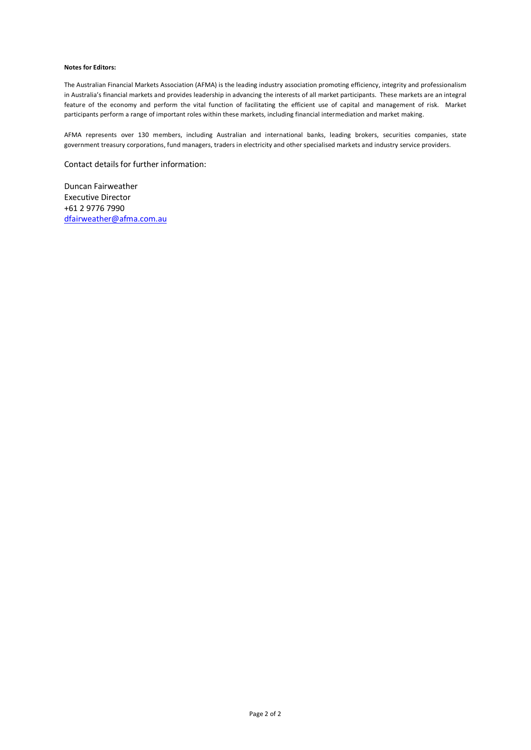**Notes for Editors:**

The Australian Financial Markets Association (AFMA) is the leading industry association promoting efficiency, integrity and professionalism in Australia's financial markets and provides leadership in advancing the interests of all market participants. These markets are an integral feature of the economy and perform the vital function of facilitating the efficient use of capital and management of risk. Market participants perform a range of important roles within these markets, including financial intermediation and market making.

AFMA represents over 130 members, including Australian and international banks, leading brokers, securities companies, state government treasury corporations, fund managers, traders in electricity and other specialised markets and industry service providers.

Contact details for further information:

Duncan Fairweather
Executive Director
+61 2 9776 7990
dfairweather@afma.com.au